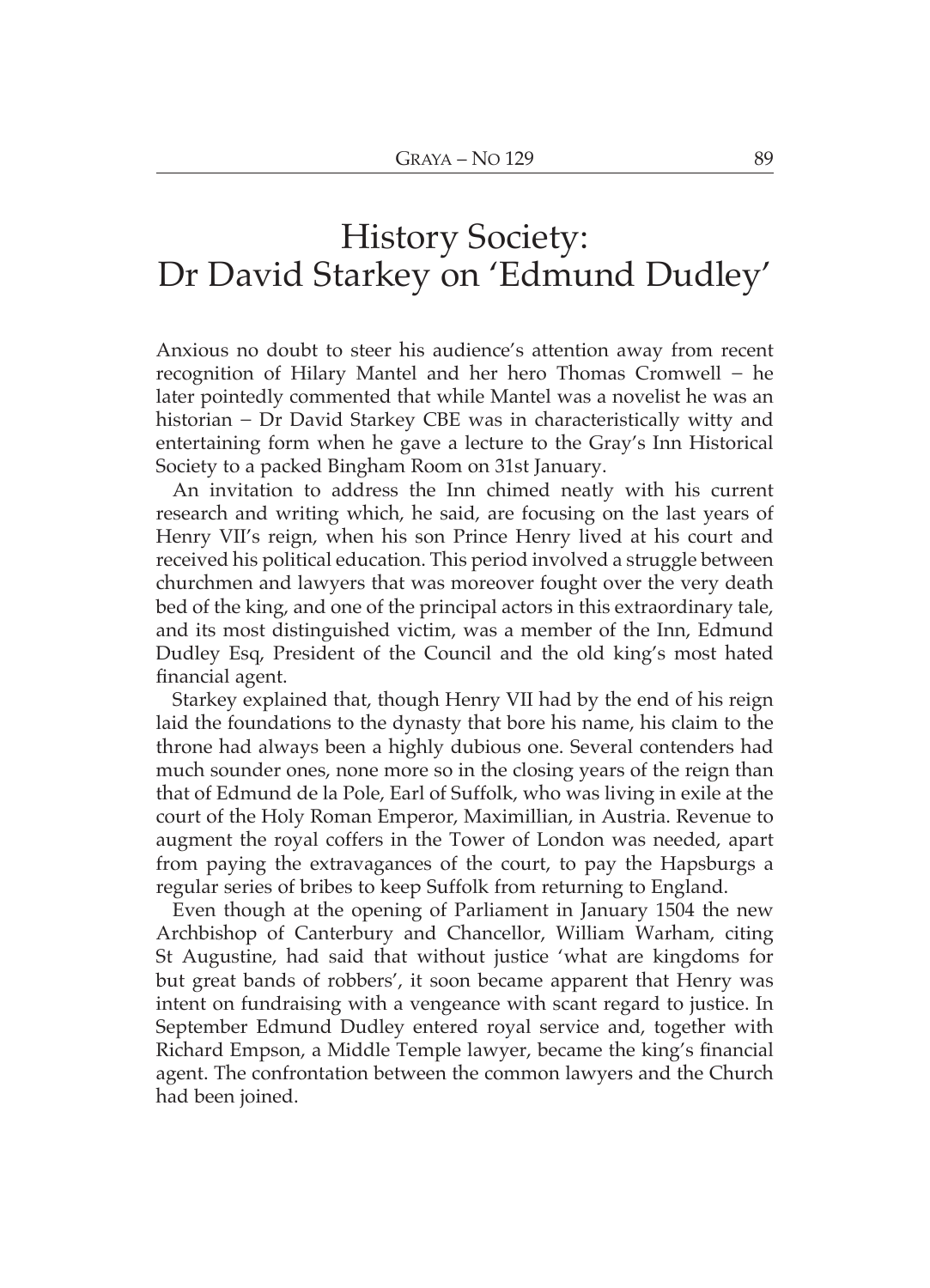# History Society: Dr David Starkey on 'Edmund Dudley'

Anxious no doubt to steer his audience's attention away from recent recognition of Hilary Mantel and her hero Thomas Cromwell − he later pointedly commented that while Mantel was a novelist he was an historian − Dr David Starkey CBE was in characteristically witty and entertaining form when he gave a lecture to the Gray's Inn Historical Society to a packed Bingham Room on 31st January.

An invitation to address the Inn chimed neatly with his current research and writing which, he said, are focusing on the last years of Henry VII's reign, when his son Prince Henry lived at his court and received his political education. This period involved a struggle between churchmen and lawyers that was moreover fought over the very death bed of the king, and one of the principal actors in this extraordinary tale, and its most distinguished victim, was a member of the Inn, Edmund Dudley Esq, President of the Council and the old king's most hated financial agent.

Starkey explained that, though Henry VII had by the end of his reign laid the foundations to the dynasty that bore his name, his claim to the throne had always been a highly dubious one. Several contenders had much sounder ones, none more so in the closing years of the reign than that of Edmund de la Pole, Earl of Suffolk, who was living in exile at the court of the Holy Roman Emperor, Maximillian, in Austria. Revenue to augment the royal coffers in the Tower of London was needed, apart from paying the extravagances of the court, to pay the Hapsburgs a regular series of bribes to keep Suffolk from returning to England.

Even though at the opening of Parliament in January 1504 the new Archbishop of Canterbury and Chancellor, William Warham, citing St Augustine, had said that without justice 'what are kingdoms for but great bands of robbers', it soon became apparent that Henry was intent on fundraising with a vengeance with scant regard to justice. In September Edmund Dudley entered royal service and, together with Richard Empson, a Middle Temple lawyer, became the king's financial agent. The confrontation between the common lawyers and the Church had been joined.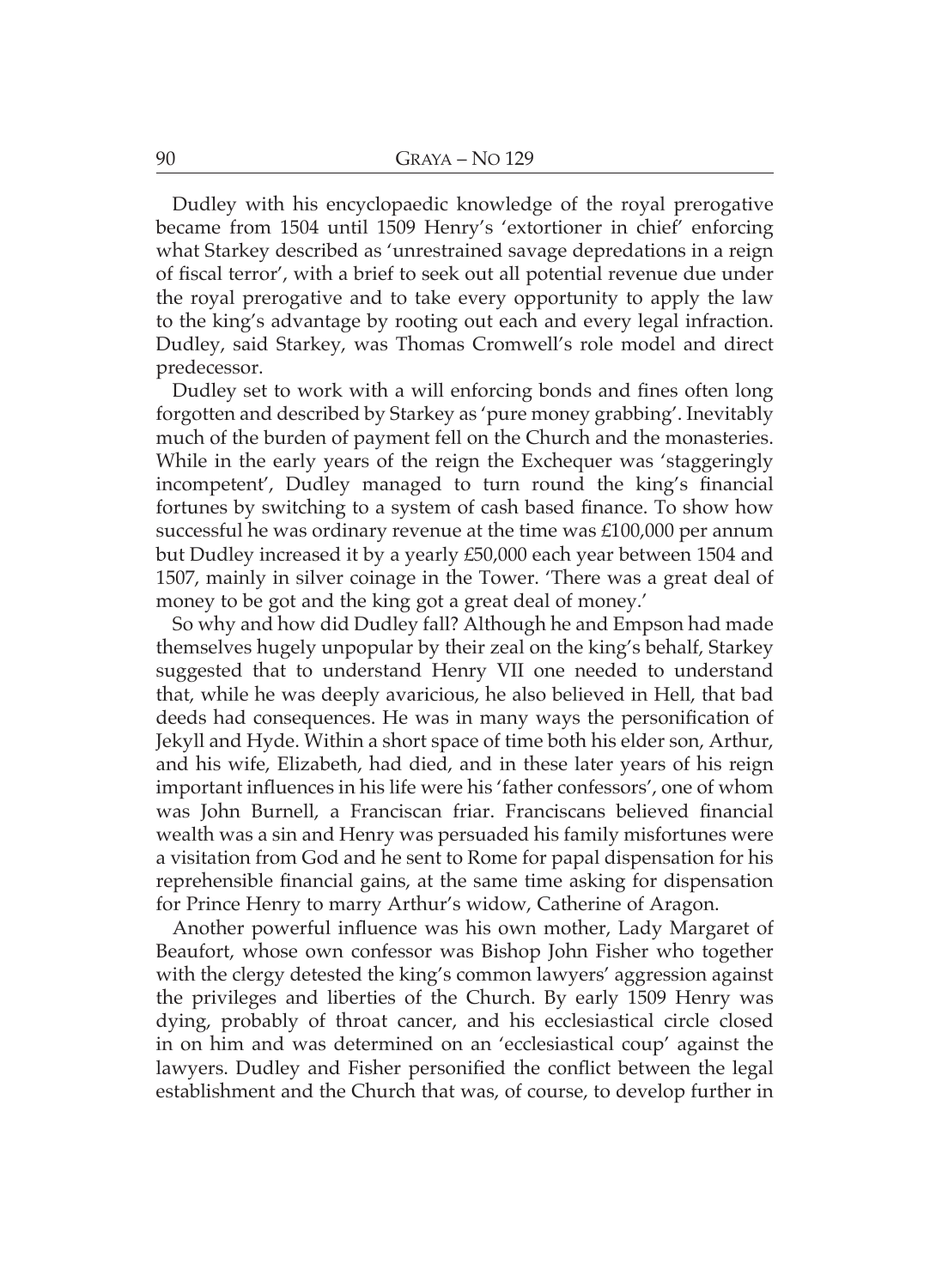Dudley with his encyclopaedic knowledge of the royal prerogative became from 1504 until 1509 Henry's 'extortioner in chief' enforcing what Starkey described as 'unrestrained savage depredations in a reign of fiscal terror', with a brief to seek out all potential revenue due under the royal prerogative and to take every opportunity to apply the law to the king's advantage by rooting out each and every legal infraction. Dudley, said Starkey, was Thomas Cromwell's role model and direct predecessor.

Dudley set to work with a will enforcing bonds and fines often long forgotten and described by Starkey as 'pure money grabbing'. Inevitably much of the burden of payment fell on the Church and the monasteries. While in the early years of the reign the Exchequer was 'staggeringly incompetent', Dudley managed to turn round the king's financial fortunes by switching to a system of cash based finance. To show how successful he was ordinary revenue at the time was £100,000 per annum but Dudley increased it by a yearly £50,000 each year between 1504 and 1507, mainly in silver coinage in the Tower. 'There was a great deal of money to be got and the king got a great deal of money.'

So why and how did Dudley fall? Although he and Empson had made themselves hugely unpopular by their zeal on the king's behalf, Starkey suggested that to understand Henry VII one needed to understand that, while he was deeply avaricious, he also believed in Hell, that bad deeds had consequences. He was in many ways the personification of Jekyll and Hyde. Within a short space of time both his elder son, Arthur, and his wife, Elizabeth, had died, and in these later years of his reign important influences in his life were his 'father confessors', one of whom was John Burnell, a Franciscan friar. Franciscans believed financial wealth was a sin and Henry was persuaded his family misfortunes were a visitation from God and he sent to Rome for papal dispensation for his reprehensible financial gains, at the same time asking for dispensation for Prince Henry to marry Arthur's widow, Catherine of Aragon.

Another powerful influence was his own mother, Lady Margaret of Beaufort, whose own confessor was Bishop John Fisher who together with the clergy detested the king's common lawyers' aggression against the privileges and liberties of the Church. By early 1509 Henry was dying, probably of throat cancer, and his ecclesiastical circle closed in on him and was determined on an 'ecclesiastical coup' against the lawyers. Dudley and Fisher personified the conflict between the legal establishment and the Church that was, of course, to develop further in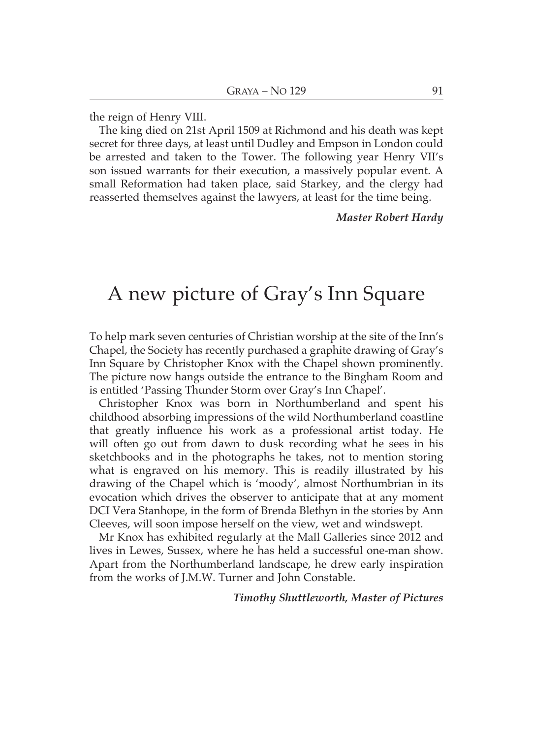the reign of Henry VIII.

The king died on 21st April 1509 at Richmond and his death was kept secret for three days, at least until Dudley and Empson in London could be arrested and taken to the Tower. The following year Henry VII's son issued warrants for their execution, a massively popular event. A small Reformation had taken place, said Starkey, and the clergy had reasserted themselves against the lawyers, at least for the time being.

***Master Robert Hardy***

# A new picture of Gray's Inn Square

To help mark seven centuries of Christian worship at the site of the Inn's Chapel, the Society has recently purchased a graphite drawing of Gray's Inn Square by Christopher Knox with the Chapel shown prominently. The picture now hangs outside the entrance to the Bingham Room and is entitled 'Passing Thunder Storm over Gray's Inn Chapel'.

Christopher Knox was born in Northumberland and spent his childhood absorbing impressions of the wild Northumberland coastline that greatly influence his work as a professional artist today. He will often go out from dawn to dusk recording what he sees in his sketchbooks and in the photographs he takes, not to mention storing what is engraved on his memory. This is readily illustrated by his drawing of the Chapel which is 'moody', almost Northumbrian in its evocation which drives the observer to anticipate that at any moment DCI Vera Stanhope, in the form of Brenda Blethyn in the stories by Ann Cleeves, will soon impose herself on the view, wet and windswept.

Mr Knox has exhibited regularly at the Mall Galleries since 2012 and lives in Lewes, Sussex, where he has held a successful one-man show. Apart from the Northumberland landscape, he drew early inspiration from the works of J.M.W. Turner and John Constable.

***Timothy Shuttleworth, Master of Pictures***